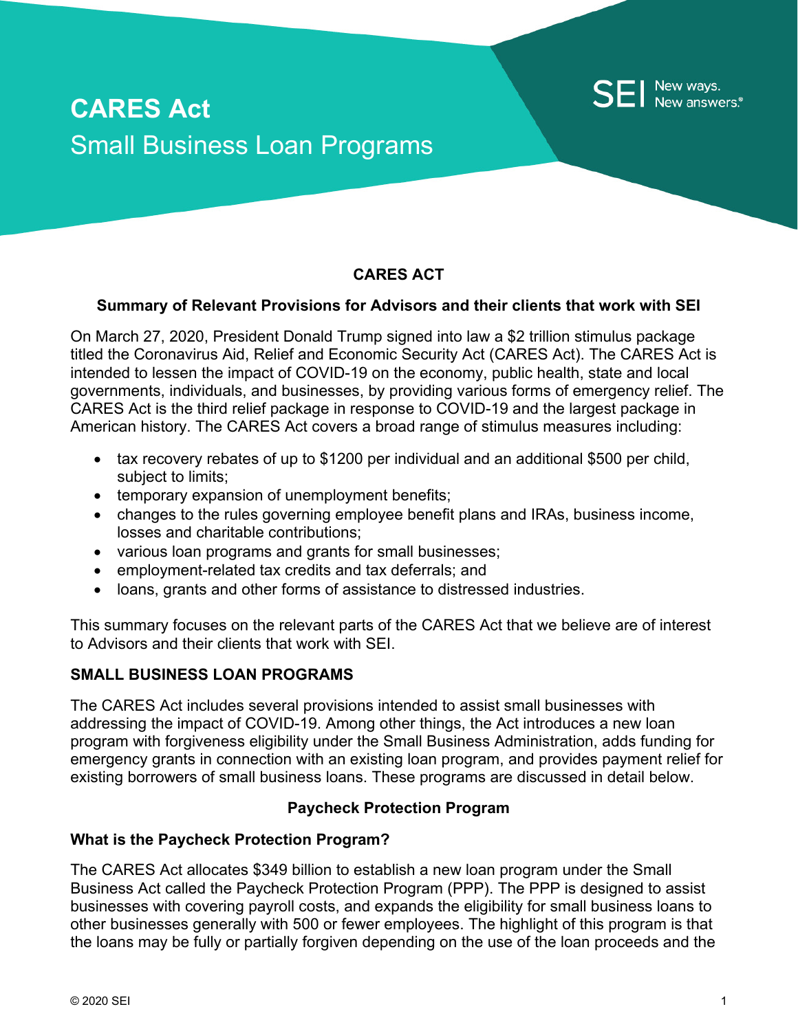# CARES Act

## Small Business Loan Programs

SEI New ways. New answers.®

### CARES ACT

#### Summary of Relevant Provisions for Advisors and their clients that work with SEI

On March 27, 2020, President Donald Trump signed into law a $2 trillion stimulus package titled the Coronavirus Aid, Relief and Economic Security Act (CARES Act). The CARES Act is intended to lessen the impact of COVID-19 on the economy, public health, state and local governments, individuals, and businesses, by providing various forms of emergency relief. The CARES Act is the third relief package in response to COVID-19 and the largest package in American history. The CARES Act covers a broad range of stimulus measures including:

- tax recovery rebates of up to $1200 per individual and an additional $500 per child, subject to limits;
- temporary expansion of unemployment benefits;
- changes to the rules governing employee benefit plans and IRAs, business income, losses and charitable contributions;
- various loan programs and grants for small businesses;
- employment-related tax credits and tax deferrals; and
- loans, grants and other forms of assistance to distressed industries.

This summary focuses on the relevant parts of the CARES Act that we believe are of interest to Advisors and their clients that work with SEI.

### SMALL BUSINESS LOAN PROGRAMS

The CARES Act includes several provisions intended to assist small businesses with addressing the impact of COVID-19. Among other things, the Act introduces a new loan program with forgiveness eligibility under the Small Business Administration, adds funding for emergency grants in connection with an existing loan program, and provides payment relief for existing borrowers of small business loans. These programs are discussed in detail below.

#### Paycheck Protection Program

**What is the Paycheck Protection Program?**

The CARES Act allocates $349 billion to establish a new loan program under the Small Business Act called the Paycheck Protection Program (PPP). The PPP is designed to assist businesses with covering payroll costs, and expands the eligibility for small business loans to other businesses generally with 500 or fewer employees. The highlight of this program is that the loans may be fully or partially forgiven depending on the use of the loan proceeds and the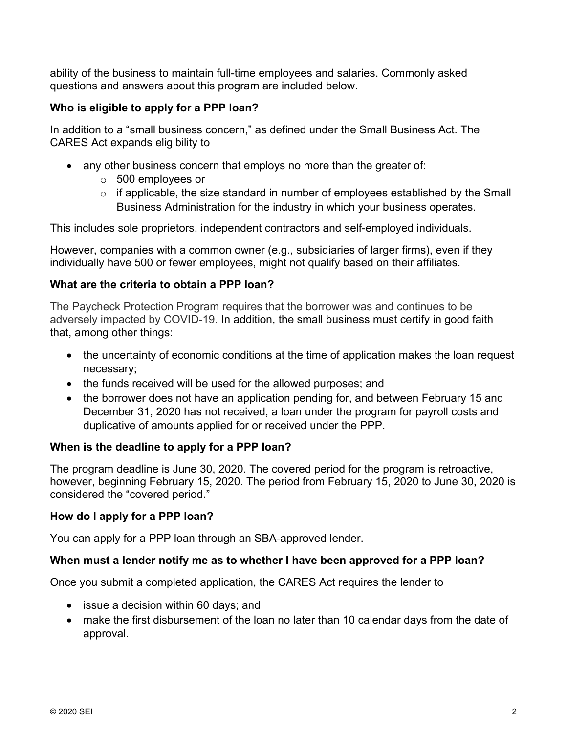ability of the business to maintain full-time employees and salaries. Commonly asked questions and answers about this program are included below.

**Who is eligible to apply for a PPP loan?**

In addition to a "small business concern," as defined under the Small Business Act. The CARES Act expands eligibility to

- any other business concern that employs no more than the greater of:
  - 500 employees or
  - if applicable, the size standard in number of employees established by the Small Business Administration for the industry in which your business operates.

This includes sole proprietors, independent contractors and self-employed individuals.

However, companies with a common owner (e.g., subsidiaries of larger firms), even if they individually have 500 or fewer employees, might not qualify based on their affiliates.

**What are the criteria to obtain a PPP loan?**

The Paycheck Protection Program requires that the borrower was and continues to be adversely impacted by COVID-19. In addition, the small business must certify in good faith that, among other things:

- the uncertainty of economic conditions at the time of application makes the loan request necessary;
- the funds received will be used for the allowed purposes; and
- the borrower does not have an application pending for, and between February 15 and December 31, 2020 has not received, a loan under the program for payroll costs and duplicative of amounts applied for or received under the PPP.

**When is the deadline to apply for a PPP loan?**

The program deadline is June 30, 2020. The covered period for the program is retroactive, however, beginning February 15, 2020. The period from February 15, 2020 to June 30, 2020 is considered the "covered period."

**How do I apply for a PPP loan?**

You can apply for a PPP loan through an SBA-approved lender.

**When must a lender notify me as to whether I have been approved for a PPP loan?**

Once you submit a completed application, the CARES Act requires the lender to

- issue a decision within 60 days; and
- make the first disbursement of the loan no later than 10 calendar days from the date of approval.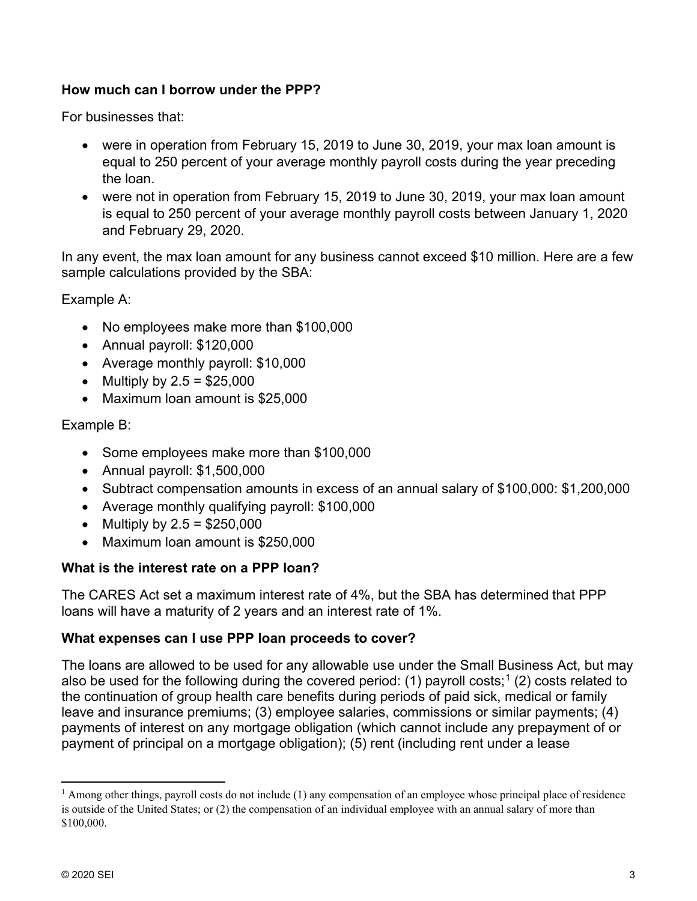**How much can I borrow under the PPP?**

For businesses that:

- were in operation from February 15, 2019 to June 30, 2019, your max loan amount is equal to 250 percent of your average monthly payroll costs during the year preceding the loan.
- were not in operation from February 15, 2019 to June 30, 2019, your max loan amount is equal to 250 percent of your average monthly payroll costs between January 1, 2020 and February 29, 2020.

In any event, the max loan amount for any business cannot exceed $10 million. Here are a few sample calculations provided by the SBA:

Example A:

- No employees make more than $100,000
- Annual payroll: $120,000
- Average monthly payroll: $10,000
- Multiply by 2.5 = $25,000
- Maximum loan amount is $25,000

Example B:

- Some employees make more than $100,000
- Annual payroll: $1,500,000
- Subtract compensation amounts in excess of an annual salary of $100,000: $1,200,000
- Average monthly qualifying payroll: $100,000
- Multiply by 2.5 = $250,000
- Maximum loan amount is $250,000

**What is the interest rate on a PPP loan?**

The CARES Act set a maximum interest rate of 4%, but the SBA has determined that PPP loans will have a maturity of 2 years and an interest rate of 1%.

**What expenses can I use PPP loan proceeds to cover?**

The loans are allowed to be used for any allowable use under the Small Business Act, but may also be used for the following during the covered period: (1) payroll costs;[1] (2) costs related to the continuation of group health care benefits during periods of paid sick, medical or family leave and insurance premiums; (3) employee salaries, commissions or similar payments; (4) payments of interest on any mortgage obligation (which cannot include any prepayment of or payment of principal on a mortgage obligation); (5) rent (including rent under a lease

[1] Among other things, payroll costs do not include (1) any compensation of an employee whose principal place of residence is outside of the United States; or (2) the compensation of an individual employee with an annual salary of more than $100,000.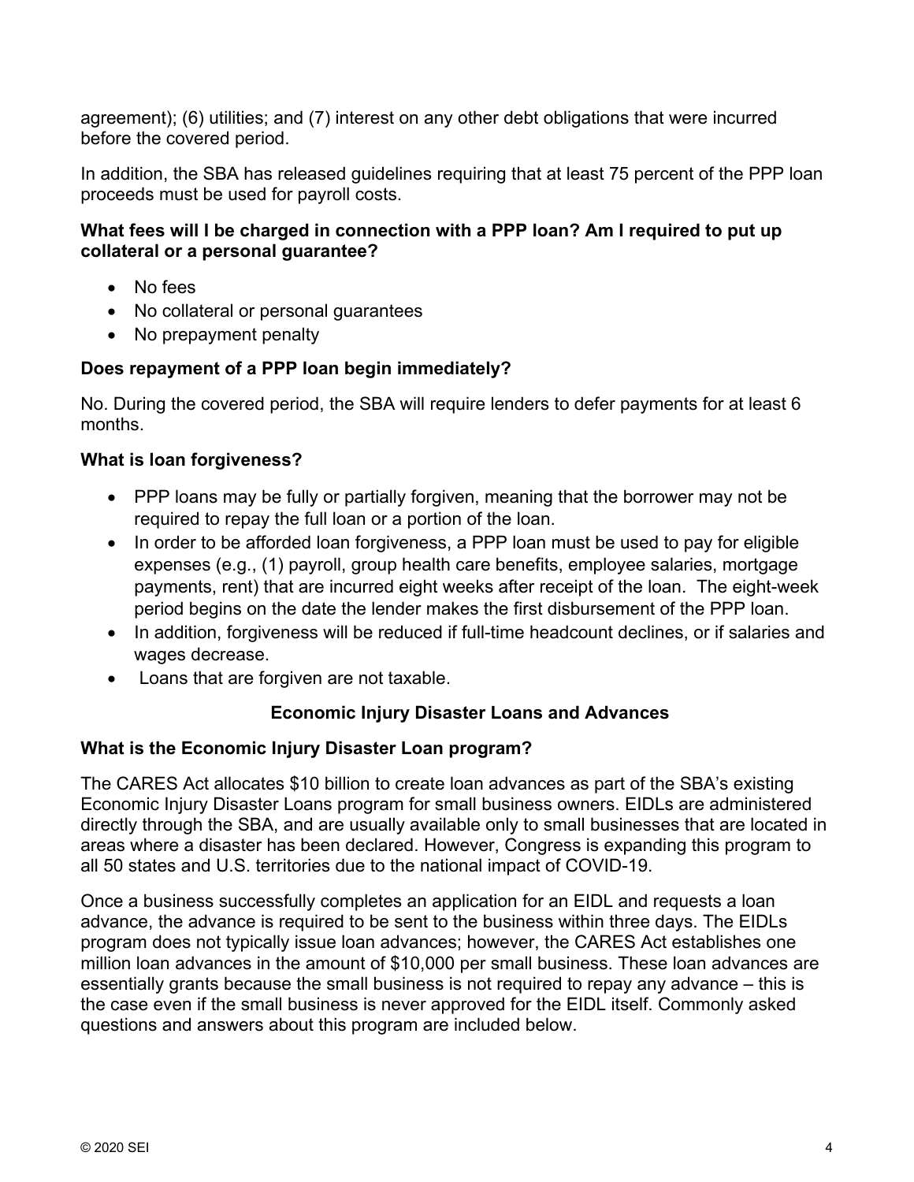agreement); (6) utilities; and (7) interest on any other debt obligations that were incurred before the covered period.

In addition, the SBA has released guidelines requiring that at least 75 percent of the PPP loan proceeds must be used for payroll costs.

**What fees will I be charged in connection with a PPP loan? Am I required to put up collateral or a personal guarantee?**

- No fees
- No collateral or personal guarantees
- No prepayment penalty

**Does repayment of a PPP loan begin immediately?**

No. During the covered period, the SBA will require lenders to defer payments for at least 6 months.

**What is loan forgiveness?**

- PPP loans may be fully or partially forgiven, meaning that the borrower may not be required to repay the full loan or a portion of the loan.
- In order to be afforded loan forgiveness, a PPP loan must be used to pay for eligible expenses (e.g., (1) payroll, group health care benefits, employee salaries, mortgage payments, rent) that are incurred eight weeks after receipt of the loan. The eight-week period begins on the date the lender makes the first disbursement of the PPP loan.
- In addition, forgiveness will be reduced if full-time headcount declines, or if salaries and wages decrease.
- Loans that are forgiven are not taxable.

## Economic Injury Disaster Loans and Advances

**What is the Economic Injury Disaster Loan program?**

The CARES Act allocates $10 billion to create loan advances as part of the SBA's existing Economic Injury Disaster Loans program for small business owners. EIDLs are administered directly through the SBA, and are usually available only to small businesses that are located in areas where a disaster has been declared. However, Congress is expanding this program to all 50 states and U.S. territories due to the national impact of COVID-19.

Once a business successfully completes an application for an EIDL and requests a loan advance, the advance is required to be sent to the business within three days. The EIDLs program does not typically issue loan advances; however, the CARES Act establishes one million loan advances in the amount of $10,000 per small business. These loan advances are essentially grants because the small business is not required to repay any advance – this is the case even if the small business is never approved for the EIDL itself. Commonly asked questions and answers about this program are included below.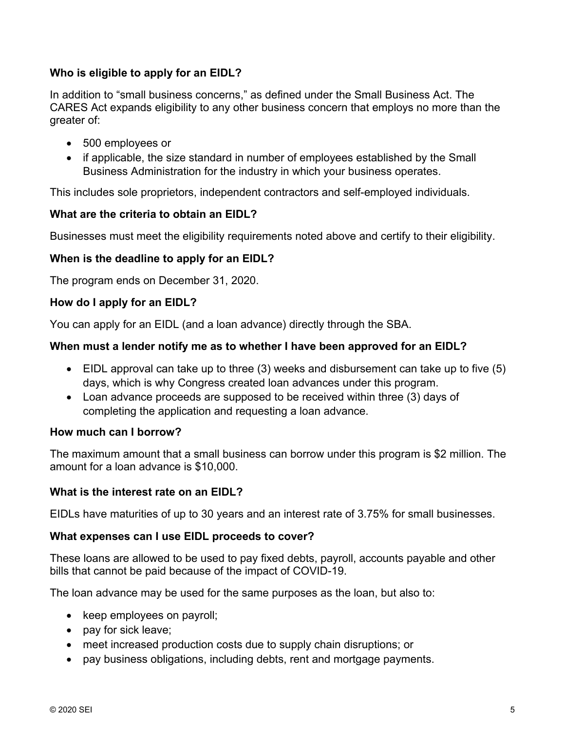**Who is eligible to apply for an EIDL?**

In addition to "small business concerns," as defined under the Small Business Act. The CARES Act expands eligibility to any other business concern that employs no more than the greater of:

- 500 employees or
- if applicable, the size standard in number of employees established by the Small Business Administration for the industry in which your business operates.

This includes sole proprietors, independent contractors and self-employed individuals.

**What are the criteria to obtain an EIDL?**

Businesses must meet the eligibility requirements noted above and certify to their eligibility.

**When is the deadline to apply for an EIDL?**

The program ends on December 31, 2020.

**How do I apply for an EIDL?**

You can apply for an EIDL (and a loan advance) directly through the SBA.

**When must a lender notify me as to whether I have been approved for an EIDL?**

- EIDL approval can take up to three (3) weeks and disbursement can take up to five (5) days, which is why Congress created loan advances under this program.
- Loan advance proceeds are supposed to be received within three (3) days of completing the application and requesting a loan advance.

**How much can I borrow?**

The maximum amount that a small business can borrow under this program is $2 million. The amount for a loan advance is $10,000.

**What is the interest rate on an EIDL?**

EIDLs have maturities of up to 30 years and an interest rate of 3.75% for small businesses.

**What expenses can I use EIDL proceeds to cover?**

These loans are allowed to be used to pay fixed debts, payroll, accounts payable and other bills that cannot be paid because of the impact of COVID-19.

The loan advance may be used for the same purposes as the loan, but also to:

- keep employees on payroll;
- pay for sick leave;
- meet increased production costs due to supply chain disruptions; or
- pay business obligations, including debts, rent and mortgage payments.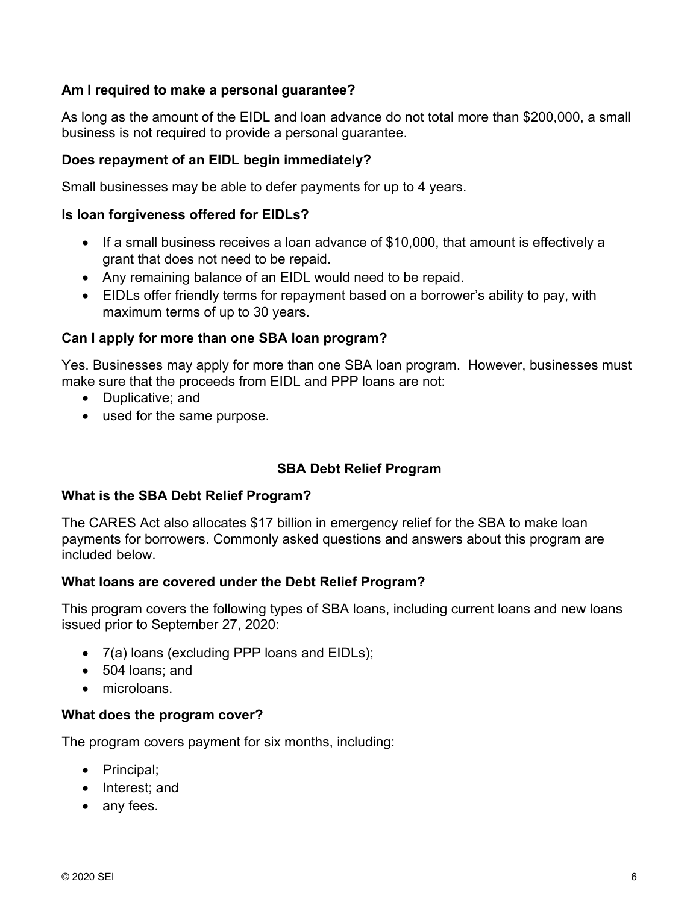**Am I required to make a personal guarantee?**

As long as the amount of the EIDL and loan advance do not total more than $200,000, a small business is not required to provide a personal guarantee.

**Does repayment of an EIDL begin immediately?**

Small businesses may be able to defer payments for up to 4 years.

**Is loan forgiveness offered for EIDLs?**

- If a small business receives a loan advance of $10,000, that amount is effectively a grant that does not need to be repaid.
- Any remaining balance of an EIDL would need to be repaid.
- EIDLs offer friendly terms for repayment based on a borrower's ability to pay, with maximum terms of up to 30 years.

**Can I apply for more than one SBA loan program?**

Yes. Businesses may apply for more than one SBA loan program. However, businesses must make sure that the proceeds from EIDL and PPP loans are not:

- Duplicative; and
- used for the same purpose.

## SBA Debt Relief Program

**What is the SBA Debt Relief Program?**

The CARES Act also allocates $17 billion in emergency relief for the SBA to make loan payments for borrowers. Commonly asked questions and answers about this program are included below.

**What loans are covered under the Debt Relief Program?**

This program covers the following types of SBA loans, including current loans and new loans issued prior to September 27, 2020:

- 7(a) loans (excluding PPP loans and EIDLs);
- 504 loans; and
- microloans.

**What does the program cover?**

The program covers payment for six months, including:

- Principal;
- Interest; and
- any fees.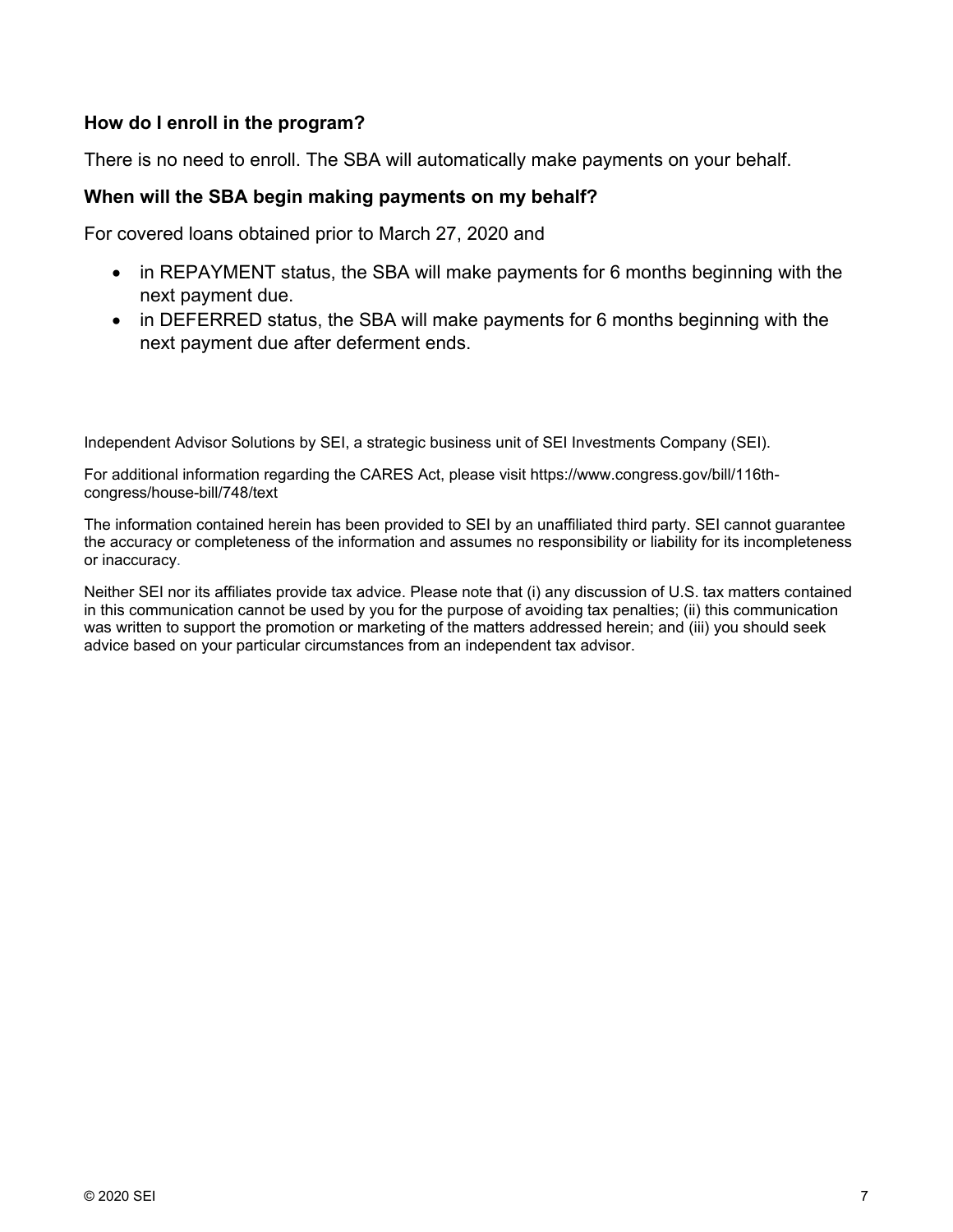**How do I enroll in the program?**

There is no need to enroll. The SBA will automatically make payments on your behalf.

**When will the SBA begin making payments on my behalf?**

For covered loans obtained prior to March 27, 2020 and

- in REPAYMENT status, the SBA will make payments for 6 months beginning with the next payment due.
- in DEFERRED status, the SBA will make payments for 6 months beginning with the next payment due after deferment ends.

Independent Advisor Solutions by SEI, a strategic business unit of SEI Investments Company (SEI).

For additional information regarding the CARES Act, please visit https://www.congress.gov/bill/116th-congress/house-bill/748/text

The information contained herein has been provided to SEI by an unaffiliated third party. SEI cannot guarantee the accuracy or completeness of the information and assumes no responsibility or liability for its incompleteness or inaccuracy.

Neither SEI nor its affiliates provide tax advice. Please note that (i) any discussion of U.S. tax matters contained in this communication cannot be used by you for the purpose of avoiding tax penalties; (ii) this communication was written to support the promotion or marketing of the matters addressed herein; and (iii) you should seek advice based on your particular circumstances from an independent tax advisor.

© 2020 SEI